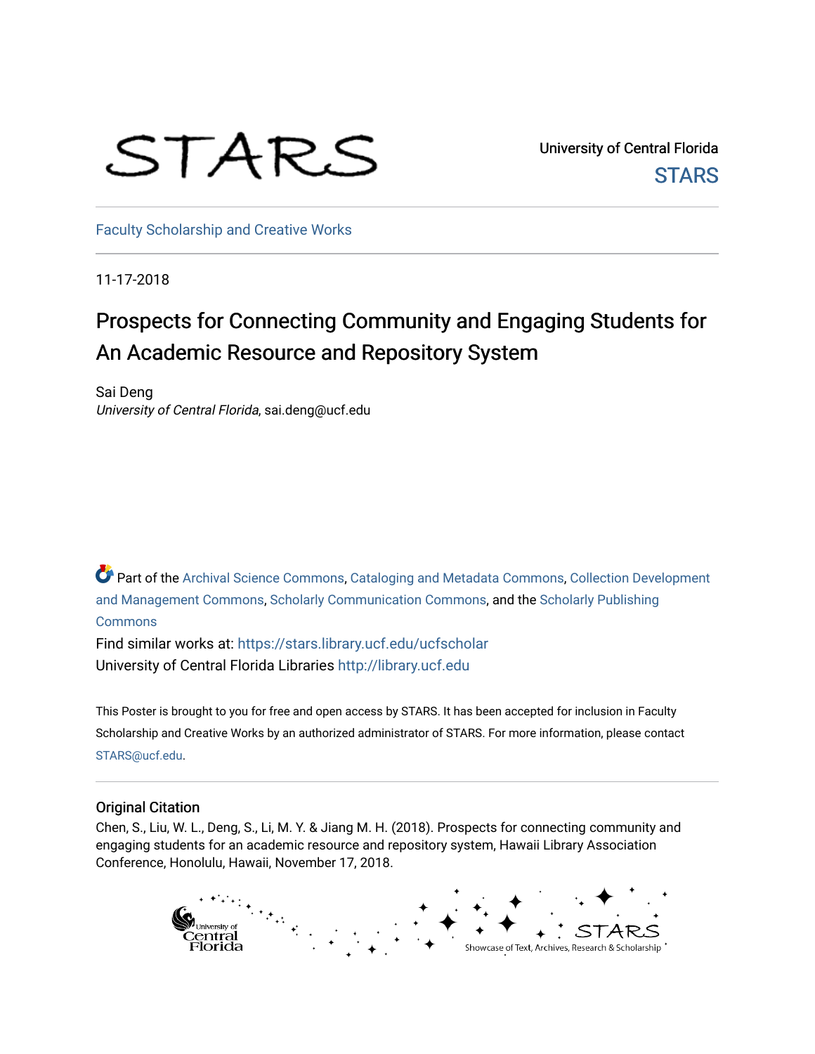University of Central Florida

STARS

Faculty Scholarship and Creative Works

11-17-2018

# Prospects for Connecting Community and Engaging Students for An Academic Resource and Repository System

Sai Deng
*University of Central Florida*, sai.deng@ucf.edu

Part of the Archival Science Commons, Cataloging and Metadata Commons, Collection Development and Management Commons, Scholarly Communication Commons, and the Scholarly Publishing Commons

Find similar works at: https://stars.library.ucf.edu/ucfscholar

University of Central Florida Libraries http://library.ucf.edu

This Poster is brought to you for free and open access by STARS. It has been accepted for inclusion in Faculty Scholarship and Creative Works by an authorized administrator of STARS. For more information, please contact STARS@ucf.edu.

## Original Citation

Chen, S., Liu, W. L., Deng, S., Li, M. Y. & Jiang M. H. (2018). Prospects for connecting community and engaging students for an academic resource and repository system, Hawaii Library Association Conference, Honolulu, Hawaii, November 17, 2018.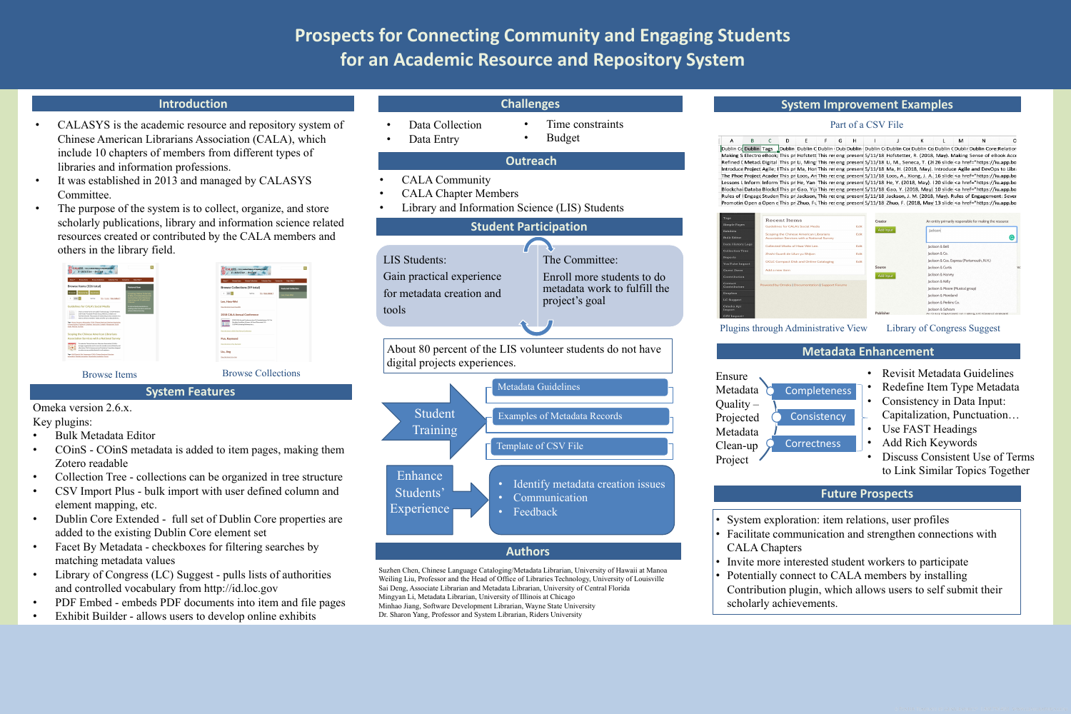# Prospects for Connecting Community and Engaging Students for an Academic Resource and Repository System

## Introduction

- CALASYS is the academic resource and repository system of Chinese American Librarians Association (CALA), which include 10 chapters of members from different types of libraries and information professions.
- It was established in 2013 and managed by CALASYS Committee.
- The purpose of the system is to collect, organize, and store scholarly publications, library and information science related resources created or contributed by the CALA members and others in the library field.

Browse Items

Browse Collections

## System Features

Omeka version 2.6.x.

Key plugins:

- Bulk Metadata Editor
- COinS - COinS metadata is added to item pages, making them Zotero readable
- Collection Tree - collections can be organized in tree structure
- CSV Import Plus - bulk import with user defined column and element mapping, etc.
- Dublin Core Extended - full set of Dublin Core properties are added to the existing Dublin Core element set
- Facet By Metadata - checkboxes for filtering searches by matching metadata values
- Library of Congress (LC) Suggest - pulls lists of authorities and controlled vocabulary from http://id.loc.gov
- PDF Embed - embeds PDF documents into item and file pages
- Exhibit Builder - allows users to develop online exhibits

## Challenges

- Data Collection
- Data Entry
- Time constraints
- Budget

## Outreach

- CALA Community
- CALA Chapter Members
- Library and Information Science (LIS) Students

## Student Participation

LIS Students: Gain practical experience for metadata creation and tools

The Committee: Enroll more students to do metadata work to fulfill the project's goal

About 80 percent of the LIS volunteer students do not have digital projects experiences.

Student Training:
- Metadata Guidelines
- Examples of Metadata Records
- Template of CSV File

Enhance Students' Experience:
- Identify metadata creation issues
- Communication
- Feedback

## Authors

Suzhen Chen, Chinese Language Cataloging/Metadata Librarian, University of Hawaii at Manoa
Weiling Liu, Professor and the Head of Office of Libraries Technology, University of Louisville
Sai Deng, Associate Librarian and Metadata Librarian, University of Central Florida
Mingyan Li, Metadata Librarian, University of Illinois at Chicago
Minhao Jiang, Software Development Librarian, Wayne State University
Dr. Sharon Yang, Professor and System Librarian, Riders University

## System Improvement Examples

Part of a CSV File

Plugins through Administrative View

Library of Congress Suggest

## Metadata Enhancement

Ensure Metadata Quality – Projected Metadata Clean-up Project:
- Completeness
- Consistency
- Correctness

- Revisit Metadata Guidelines
- Redefine Item Type Metadata
- Consistency in Data Input: Capitalization, Punctuation…
- Use FAST Headings
- Add Rich Keywords
- Discuss Consistent Use of Terms to Link Similar Topics Together

## Future Prospects

- System exploration: item relations, user profiles
- Facilitate communication and strengthen connections with CALA Chapters
- Invite more interested student workers to participate
- Potentially connect to CALA members by installing Contribution plugin, which allows users to self submit their scholarly achievements.